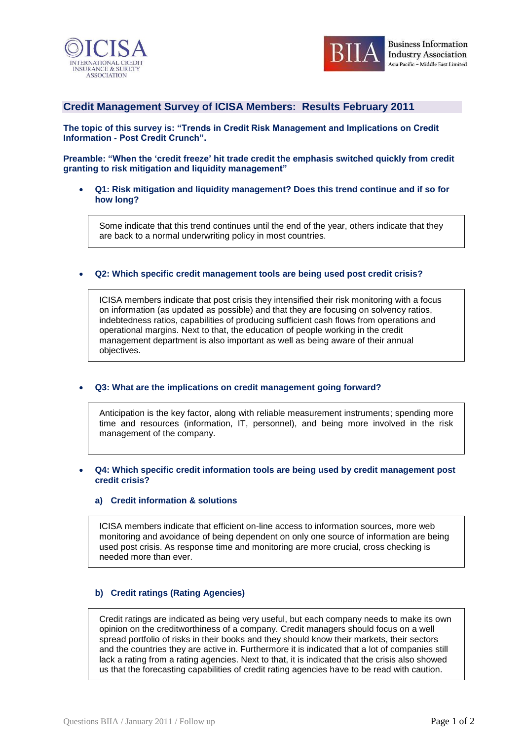## Credit Management Survey of ICISA Members: Results February 2011

**The topic of this survey is: "Trends in Credit Risk Management and Implications on Credit Information - Post Credit Crunch".**

**Preamble: "When the 'credit freeze' hit trade credit the emphasis switched quickly from credit granting to risk mitigation and liquidity management"**

- **Q1: Risk mitigation and liquidity management? Does this trend continue and if so for how long?**

> Some indicate that this trend continues until the end of the year, others indicate that they are back to a normal underwriting policy in most countries.

- **Q2: Which specific credit management tools are being used post credit crisis?**

> ICISA members indicate that post crisis they intensified their risk monitoring with a focus on information (as updated as possible) and that they are focusing on solvency ratios, indebtedness ratios, capabilities of producing sufficient cash flows from operations and operational margins. Next to that, the education of people working in the credit management department is also important as well as being aware of their annual objectives.

- **Q3: What are the implications on credit management going forward?**

> Anticipation is the key factor, along with reliable measurement instruments; spending more time and resources (information, IT, personnel), and being more involved in the risk management of the company.

- **Q4: Which specific credit information tools are being used by credit management post credit crisis?**

  **a) Credit information & solutions**

> ICISA members indicate that efficient on-line access to information sources, more web monitoring and avoidance of being dependent on only one source of information are being used post crisis. As response time and monitoring are more crucial, cross checking is needed more than ever.

  **b) Credit ratings (Rating Agencies)**

> Credit ratings are indicated as being very useful, but each company needs to make its own opinion on the creditworthiness of a company. Credit managers should focus on a well spread portfolio of risks in their books and they should know their markets, their sectors and the countries they are active in. Furthermore it is indicated that a lot of companies still lack a rating from a rating agencies. Next to that, it is indicated that the crisis also showed us that the forecasting capabilities of credit rating agencies have to be read with caution.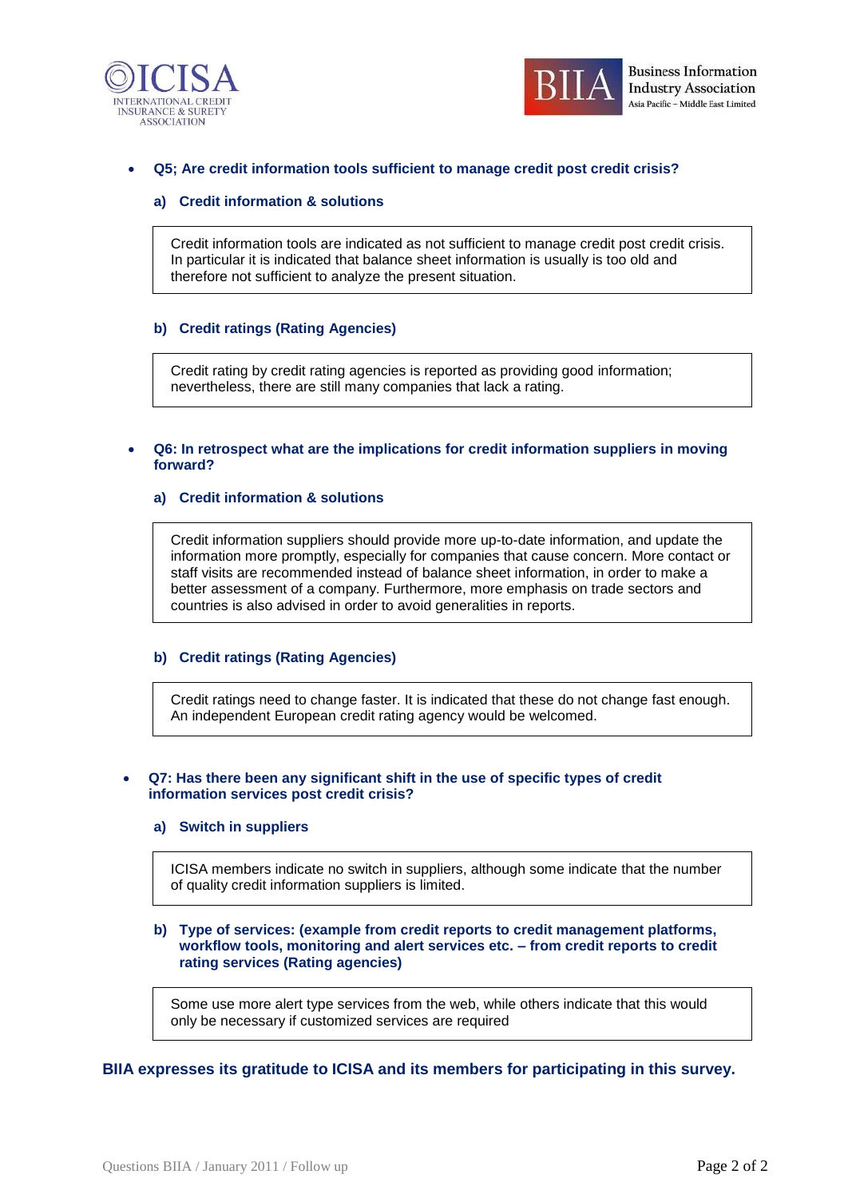- **Q5; Are credit information tools sufficient to manage credit post credit crisis?**

  **a) Credit information & solutions**

  Credit information tools are indicated as not sufficient to manage credit post credit crisis. In particular it is indicated that balance sheet information is usually is too old and therefore not sufficient to analyze the present situation.

  **b) Credit ratings (Rating Agencies)**

  Credit rating by credit rating agencies is reported as providing good information; nevertheless, there are still many companies that lack a rating.

- **Q6: In retrospect what are the implications for credit information suppliers in moving forward?**

  **a) Credit information & solutions**

  Credit information suppliers should provide more up-to-date information, and update the information more promptly, especially for companies that cause concern. More contact or staff visits are recommended instead of balance sheet information, in order to make a better assessment of a company. Furthermore, more emphasis on trade sectors and countries is also advised in order to avoid generalities in reports.

  **b) Credit ratings (Rating Agencies)**

  Credit ratings need to change faster. It is indicated that these do not change fast enough. An independent European credit rating agency would be welcomed.

- **Q7: Has there been any significant shift in the use of specific types of credit information services post credit crisis?**

  **a) Switch in suppliers**

  ICISA members indicate no switch in suppliers, although some indicate that the number of quality credit information suppliers is limited.

  **b) Type of services: (example from credit reports to credit management platforms, workflow tools, monitoring and alert services etc. – from credit reports to credit rating services (Rating agencies)**

  Some use more alert type services from the web, while others indicate that this would only be necessary if customized services are required

**BIIA expresses its gratitude to ICISA and its members for participating in this survey.**